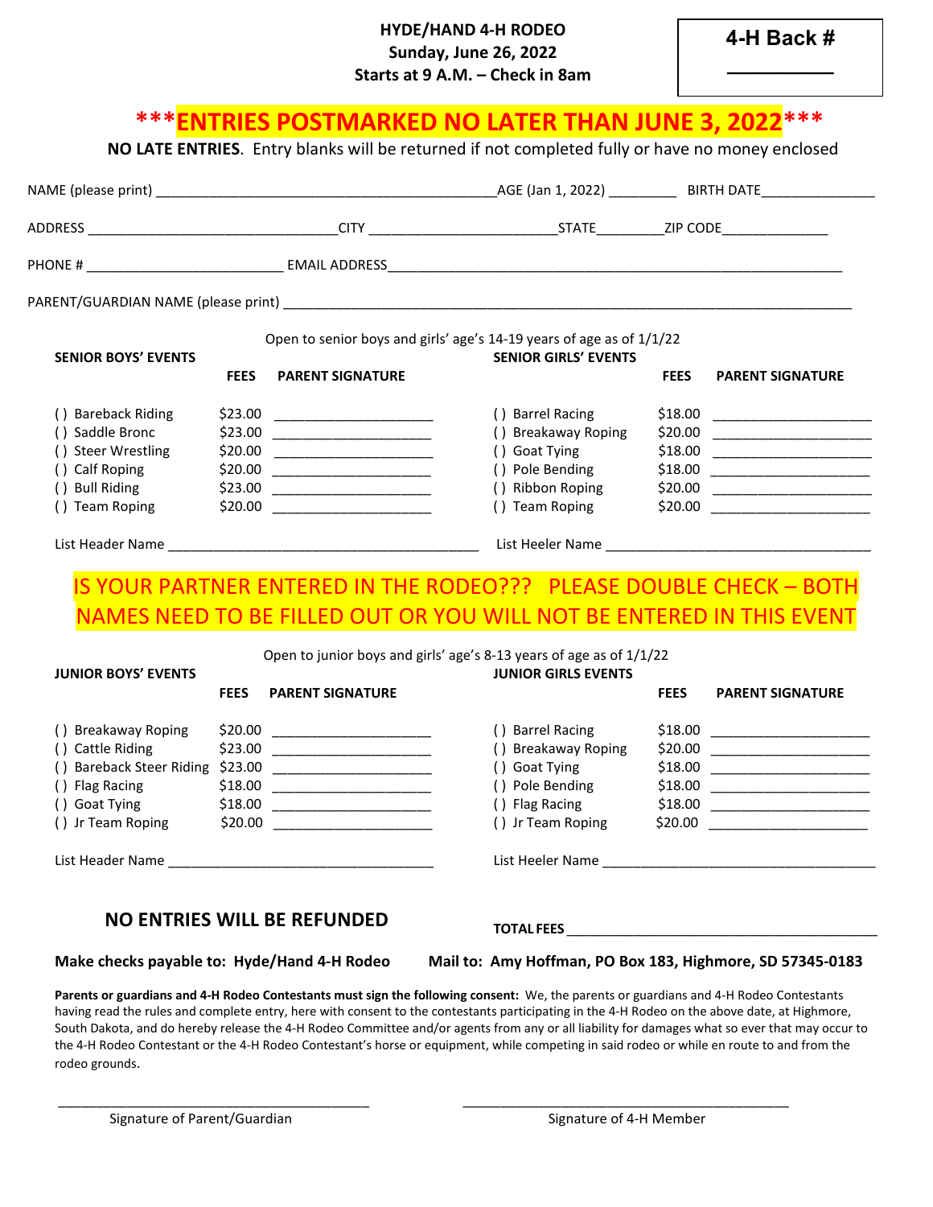**HYDE/HAND 4-H RODEO**
**Sunday, June 26, 2022**
**Starts at 9 A.M. – Check in 8am**

**4-H Back # __________**

## ***ENTRIES POSTMARKED NO LATER THAN JUNE 3, 2022***

**NO LATE ENTRIES**. Entry blanks will be returned if not completed fully or have no money enclosed

NAME (please print) ____________________________________________AGE (Jan 1, 2022) _________ BIRTH DATE_______________

ADDRESS ________________________________CITY ________________________STATE_________ZIP CODE______________

PHONE # __________________________ EMAIL ADDRESS______________________________________________________________

PARENT/GUARDIAN NAME (please print) _______________________________________________________________________________

Open to senior boys and girls' age's 14-19 years of age as of 1/1/22

| SENIOR BOYS' EVENTS | FEES | PARENT SIGNATURE | SENIOR GIRLS' EVENTS | FEES | PARENT SIGNATURE |
|---|---|---|---|---|---|
| ( ) Bareback Riding | $23.00 | ____________________ | ( ) Barrel Racing | $18.00 | ____________________ |
| ( ) Saddle Bronc | $23.00 | ____________________ | ( ) Breakaway Roping | $20.00 | ____________________ |
| ( ) Steer Wrestling | $20.00 | ____________________ | ( ) Goat Tying | $18.00 | ____________________ |
| ( ) Calf Roping | $20.00 | ____________________ | ( ) Pole Bending | $18.00 | ____________________ |
| ( ) Bull Riding | $23.00 | ____________________ | ( ) Ribbon Roping | $20.00 | ____________________ |
| ( ) Team Roping | $20.00 | ____________________ | ( ) Team Roping | $20.00 | ____________________ |

List Header Name ________________________________________ List Heeler Name ____________________________________

**IS YOUR PARTNER ENTERED IN THE RODEO??? PLEASE DOUBLE CHECK – BOTH NAMES NEED TO BE FILLED OUT OR YOU WILL NOT BE ENTERED IN THIS EVENT**

Open to junior boys and girls' age's 8-13 years of age as of 1/1/22

| JUNIOR BOYS' EVENTS | FEES | PARENT SIGNATURE | JUNIOR GIRLS EVENTS | FEES | PARENT SIGNATURE |
|---|---|---|---|---|---|
| ( ) Breakaway Roping | $20.00 | ____________________ | ( ) Barrel Racing | $18.00 | ____________________ |
| ( ) Cattle Riding | $23.00 | ____________________ | ( ) Breakaway Roping | $20.00 | ____________________ |
| ( ) Bareback Steer Riding | $23.00 | ____________________ | ( ) Goat Tying | $18.00 | ____________________ |
| ( ) Flag Racing | $18.00 | ____________________ | ( ) Pole Bending | $18.00 | ____________________ |
| ( ) Goat Tying | $18.00 | ____________________ | ( ) Flag Racing | $18.00 | ____________________ |
| ( ) Jr Team Roping | $20.00 | ____________________ | ( ) Jr Team Roping | $20.00 | ____________________ |

List Header Name ____________________________________ List Heeler Name ______________________________________

**NO ENTRIES WILL BE REFUNDED**

**TOTAL FEES** __________________________________________

**Make checks payable to: Hyde/Hand 4-H Rodeo** **Mail to: Amy Hoffman, PO Box 183, Highmore, SD 57345-0183**

**Parents or guardians and 4-H Rodeo Contestants must sign the following consent:** We, the parents or guardians and 4-H Rodeo Contestants having read the rules and complete entry, here with consent to the contestants participating in the 4-H Rodeo on the above date, at Highmore, South Dakota, and do hereby release the 4-H Rodeo Committee and/or agents from any or all liability for damages what so ever that may occur to the 4-H Rodeo Contestant or the 4-H Rodeo Contestant's horse or equipment, while competing in said rodeo or while en route to and from the rodeo grounds.

_________________________________________ _________________________________________
Signature of Parent/Guardian Signature of 4-H Member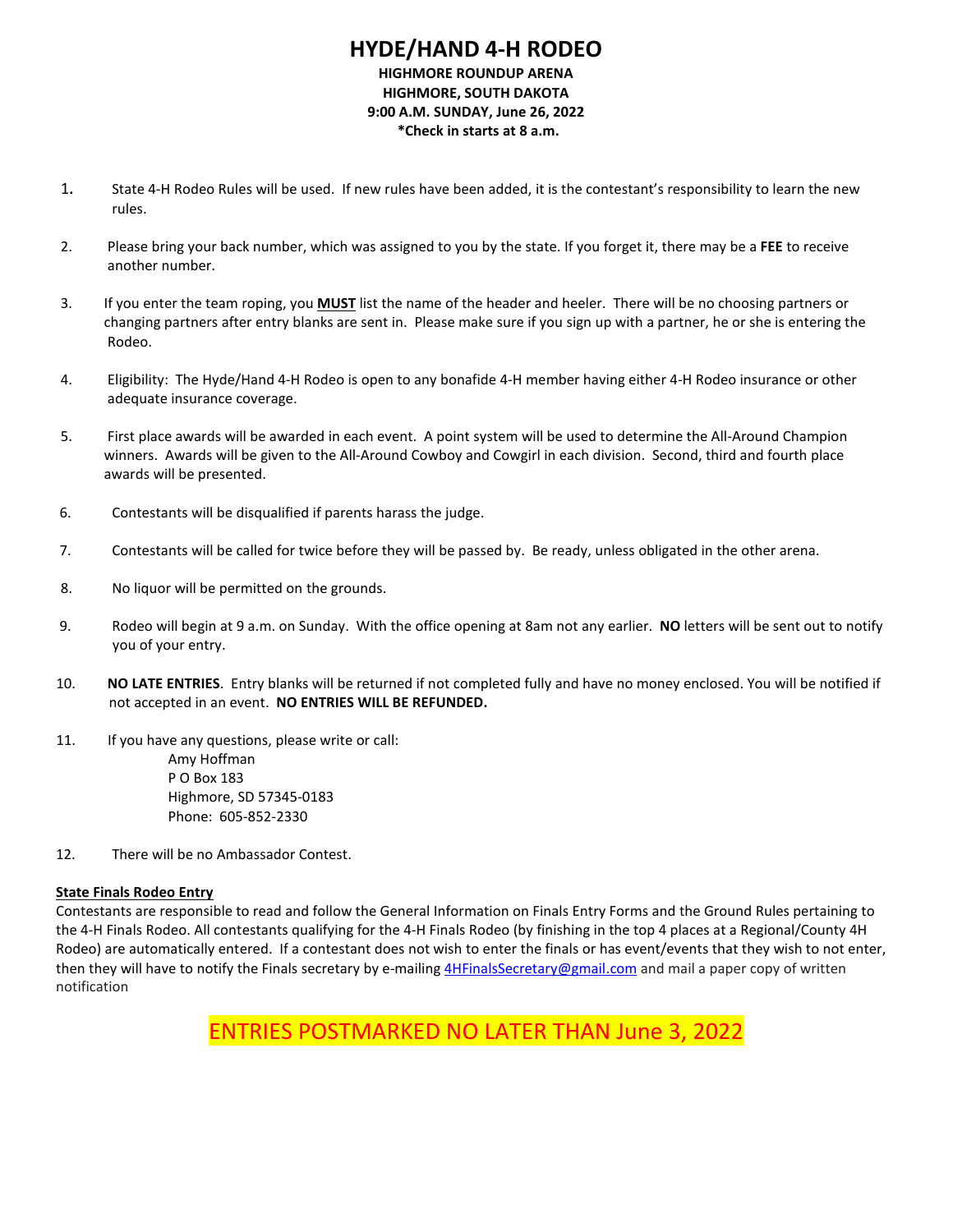# HYDE/HAND 4-H RODEO

**HIGHMORE ROUNDUP ARENA**
**HIGHMORE, SOUTH DAKOTA**
**9:00 A.M. SUNDAY, June 26, 2022**
***Check in starts at 8 a.m.**

1. State 4-H Rodeo Rules will be used. If new rules have been added, it is the contestant's responsibility to learn the new rules.

2. Please bring your back number, which was assigned to you by the state. If you forget it, there may be a **FEE** to receive another number.

3. If you enter the team roping, you **MUST** list the name of the header and heeler. There will be no choosing partners or changing partners after entry blanks are sent in. Please make sure if you sign up with a partner, he or she is entering the Rodeo.

4. Eligibility: The Hyde/Hand 4-H Rodeo is open to any bonafide 4-H member having either 4-H Rodeo insurance or other adequate insurance coverage.

5. First place awards will be awarded in each event. A point system will be used to determine the All-Around Champion winners. Awards will be given to the All-Around Cowboy and Cowgirl in each division. Second, third and fourth place awards will be presented.

6. Contestants will be disqualified if parents harass the judge.

7. Contestants will be called for twice before they will be passed by. Be ready, unless obligated in the other arena.

8. No liquor will be permitted on the grounds.

9. Rodeo will begin at 9 a.m. on Sunday. With the office opening at 8am not any earlier. **NO** letters will be sent out to notify you of your entry.

10. **NO LATE ENTRIES**. Entry blanks will be returned if not completed fully and have no money enclosed. You will be notified if not accepted in an event. **NO ENTRIES WILL BE REFUNDED.**

11. If you have any questions, please write or call:
    Amy Hoffman
    P O Box 183
    Highmore, SD 57345-0183
    Phone: 605-852-2330

12. There will be no Ambassador Contest.

**State Finals Rodeo Entry**

Contestants are responsible to read and follow the General Information on Finals Entry Forms and the Ground Rules pertaining to the 4-H Finals Rodeo. All contestants qualifying for the 4-H Finals Rodeo (by finishing in the top 4 places at a Regional/County 4H Rodeo) are automatically entered. If a contestant does not wish to enter the finals or has event/events that they wish to not enter, then they will have to notify the Finals secretary by e-mailing 4HFinalsSecretary@gmail.com and mail a paper copy of written notification

ENTRIES POSTMARKED NO LATER THAN June 3, 2022